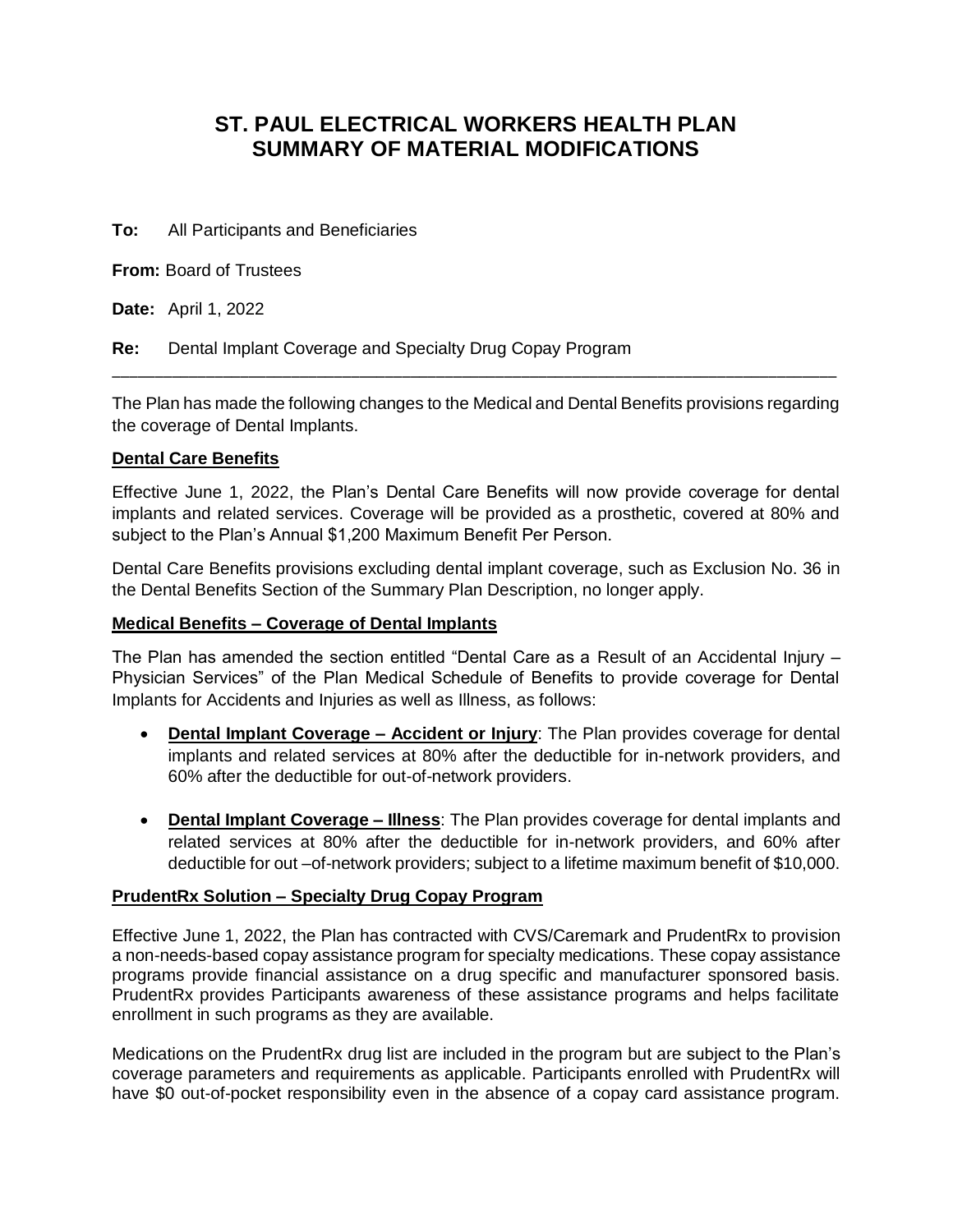# ST. PAUL ELECTRICAL WORKERS HEALTH PLAN
# SUMMARY OF MATERIAL MODIFICATIONS

**To:** All Participants and Beneficiaries

**From:** Board of Trustees

**Date:** April 1, 2022

**Re:** Dental Implant Coverage and Specialty Drug Copay Program

---

The Plan has made the following changes to the Medical and Dental Benefits provisions regarding the coverage of Dental Implants.

**Dental Care Benefits**

Effective June 1, 2022, the Plan's Dental Care Benefits will now provide coverage for dental implants and related services. Coverage will be provided as a prosthetic, covered at 80% and subject to the Plan's Annual $1,200 Maximum Benefit Per Person.

Dental Care Benefits provisions excluding dental implant coverage, such as Exclusion No. 36 in the Dental Benefits Section of the Summary Plan Description, no longer apply.

**Medical Benefits – Coverage of Dental Implants**

The Plan has amended the section entitled "Dental Care as a Result of an Accidental Injury – Physician Services" of the Plan Medical Schedule of Benefits to provide coverage for Dental Implants for Accidents and Injuries as well as Illness, as follows:

- **Dental Implant Coverage – Accident or Injury**: The Plan provides coverage for dental implants and related services at 80% after the deductible for in-network providers, and 60% after the deductible for out-of-network providers.

- **Dental Implant Coverage – Illness**: The Plan provides coverage for dental implants and related services at 80% after the deductible for in-network providers, and 60% after deductible for out –of-network providers; subject to a lifetime maximum benefit of $10,000.

**PrudentRx Solution – Specialty Drug Copay Program**

Effective June 1, 2022, the Plan has contracted with CVS/Caremark and PrudentRx to provision a non-needs-based copay assistance program for specialty medications. These copay assistance programs provide financial assistance on a drug specific and manufacturer sponsored basis. PrudentRx provides Participants awareness of these assistance programs and helps facilitate enrollment in such programs as they are available.

Medications on the PrudentRx drug list are included in the program but are subject to the Plan's coverage parameters and requirements as applicable. Participants enrolled with PrudentRx will have $0 out-of-pocket responsibility even in the absence of a copay card assistance program.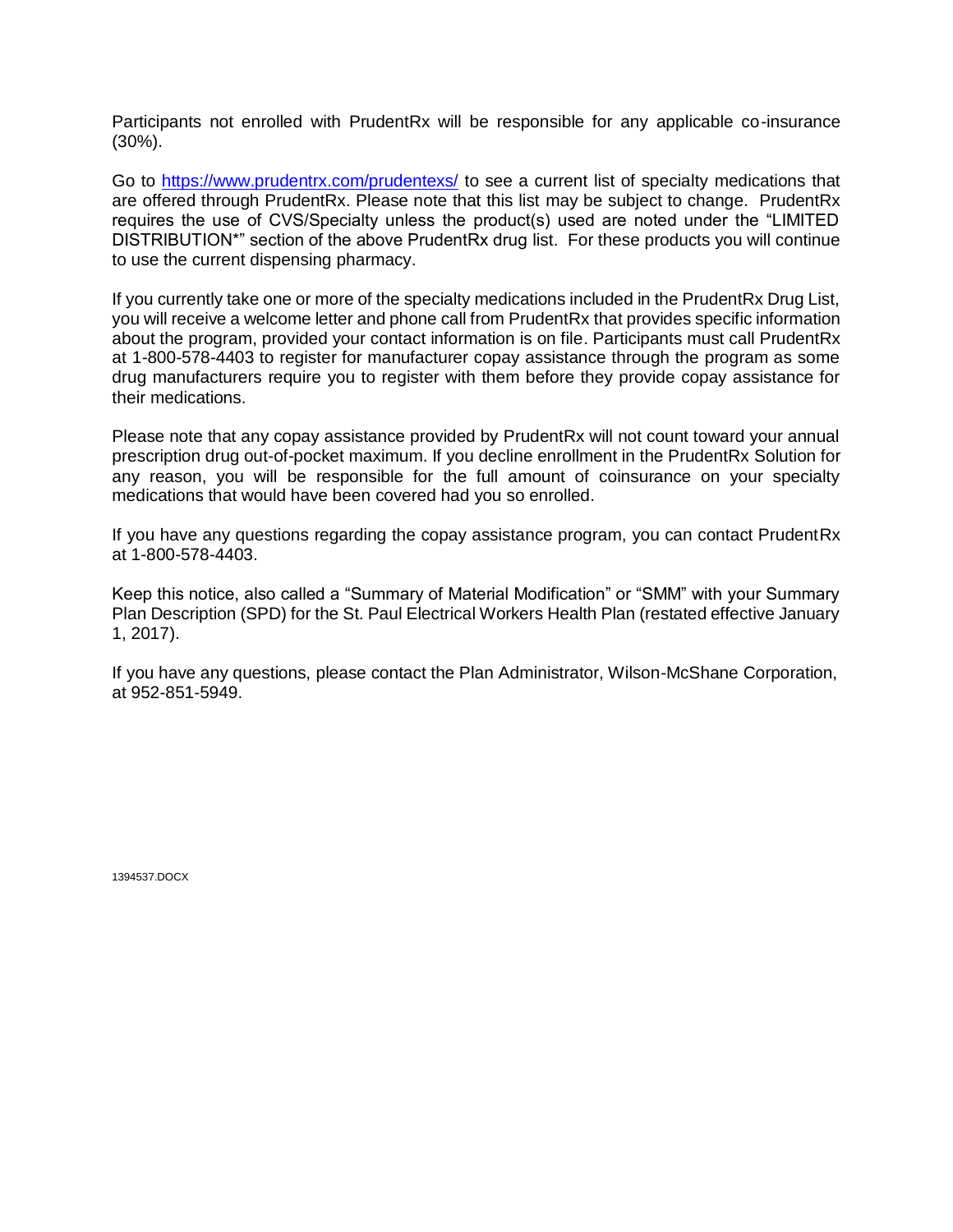Participants not enrolled with PrudentRx will be responsible for any applicable co-insurance (30%).

Go to [https://www.prudentrx.com/prudentexs/](https://www.prudentrx.com/prudentexs/) to see a current list of specialty medications that are offered through PrudentRx. Please note that this list may be subject to change. PrudentRx requires the use of CVS/Specialty unless the product(s) used are noted under the "LIMITED DISTRIBUTION*" section of the above PrudentRx drug list. For these products you will continue to use the current dispensing pharmacy.

If you currently take one or more of the specialty medications included in the PrudentRx Drug List, you will receive a welcome letter and phone call from PrudentRx that provides specific information about the program, provided your contact information is on file. Participants must call PrudentRx at 1-800-578-4403 to register for manufacturer copay assistance through the program as some drug manufacturers require you to register with them before they provide copay assistance for their medications.

Please note that any copay assistance provided by PrudentRx will not count toward your annual prescription drug out-of-pocket maximum. If you decline enrollment in the PrudentRx Solution for any reason, you will be responsible for the full amount of coinsurance on your specialty medications that would have been covered had you so enrolled.

If you have any questions regarding the copay assistance program, you can contact PrudentRx at 1-800-578-4403.

Keep this notice, also called a "Summary of Material Modification" or "SMM" with your Summary Plan Description (SPD) for the St. Paul Electrical Workers Health Plan (restated effective January 1, 2017).

If you have any questions, please contact the Plan Administrator, Wilson-McShane Corporation, at 952-851-5949.

1394537.DOCX